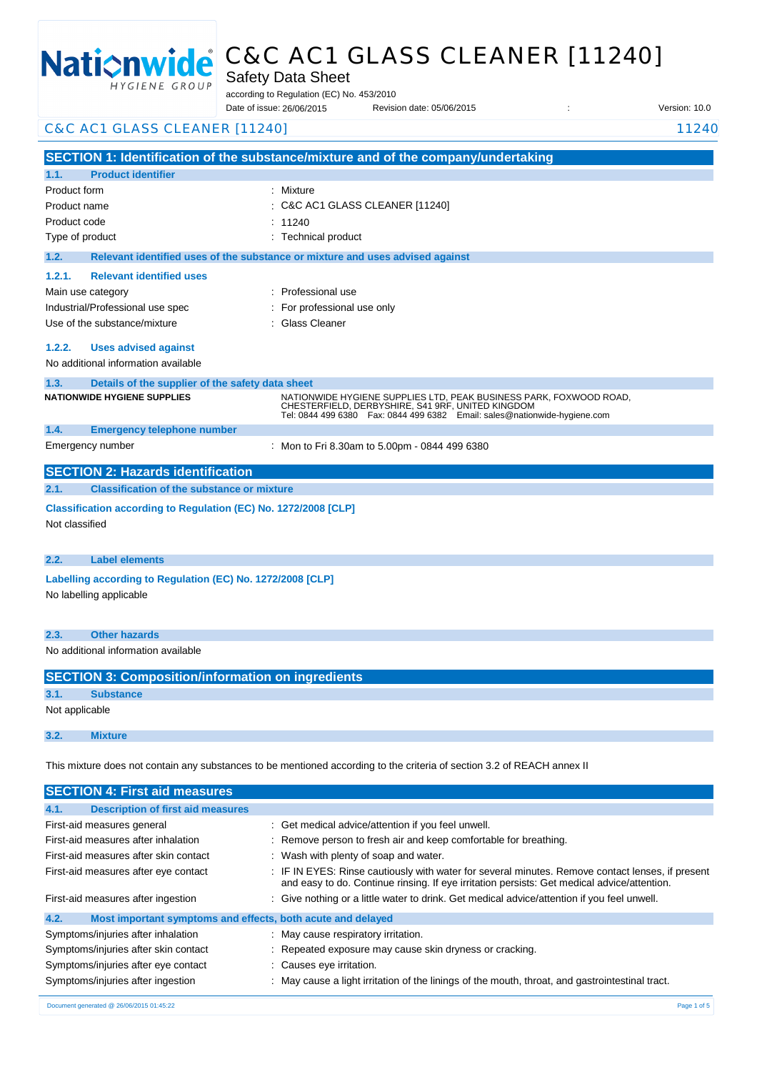# C&C AC1 GLASS CLEANER [11240]

Safety Data Sheet

according to Regulation (EC) No. 453/2010

Date of issue: 26/06/2015 Revision date: 05/06/2015 : Version: 10.0

## SECTION 1: Identification of the substance/mixture and of the company/undertaking

### 1.1. Product identifier

| | |
|---|---|
| Product form | : Mixture |
| Product name | : C&C AC1 GLASS CLEANER [11240] |
| Product code | : 11240 |
| Type of product | : Technical product |

### 1.2. Relevant identified uses of the substance or mixture and uses advised against

#### 1.2.1. Relevant identified uses

| | |
|---|---|
| Main use category | : Professional use |
| Industrial/Professional use spec | : For professional use only |
| Use of the substance/mixture | : Glass Cleaner |

#### 1.2.2. Uses advised against

No additional information available

### 1.3. Details of the supplier of the safety data sheet

**NATIONWIDE HYGIENE SUPPLIES**

NATIONWIDE HYGIENE SUPPLIES LTD, PEAK BUSINESS PARK, FOXWOOD ROAD, CHESTERFIELD, DERBYSHIRE, S41 9RF, UNITED KINGDOM
Tel: 0844 499 6380 Fax: 0844 499 6382 Email: sales@nationwide-hygiene.com

### 1.4. Emergency telephone number

| | |
|---|---|
| Emergency number | : Mon to Fri 8.30am to 5.00pm - 0844 499 6380 |

## SECTION 2: Hazards identification

### 2.1. Classification of the substance or mixture

**Classification according to Regulation (EC) No. 1272/2008 [CLP]**

Not classified

### 2.2. Label elements

**Labelling according to Regulation (EC) No. 1272/2008 [CLP]**

No labelling applicable

### 2.3. Other hazards

No additional information available

## SECTION 3: Composition/information on ingredients

### 3.1. Substance

Not applicable

### 3.2. Mixture

This mixture does not contain any substances to be mentioned according to the criteria of section 3.2 of REACH annex II

## SECTION 4: First aid measures

### 4.1. Description of first aid measures

| | |
|---|---|
| First-aid measures general | : Get medical advice/attention if you feel unwell. |
| First-aid measures after inhalation | : Remove person to fresh air and keep comfortable for breathing. |
| First-aid measures after skin contact | : Wash with plenty of soap and water. |
| First-aid measures after eye contact | : IF IN EYES: Rinse cautiously with water for several minutes. Remove contact lenses, if present and easy to do. Continue rinsing. If eye irritation persists: Get medical advice/attention. |
| First-aid measures after ingestion | : Give nothing or a little water to drink. Get medical advice/attention if you feel unwell. |

### 4.2. Most important symptoms and effects, both acute and delayed

| | |
|---|---|
| Symptoms/injuries after inhalation | : May cause respiratory irritation. |
| Symptoms/injuries after skin contact | : Repeated exposure may cause skin dryness or cracking. |
| Symptoms/injuries after eye contact | : Causes eye irritation. |
| Symptoms/injuries after ingestion | : May cause a light irritation of the linings of the mouth, throat, and gastrointestinal tract. |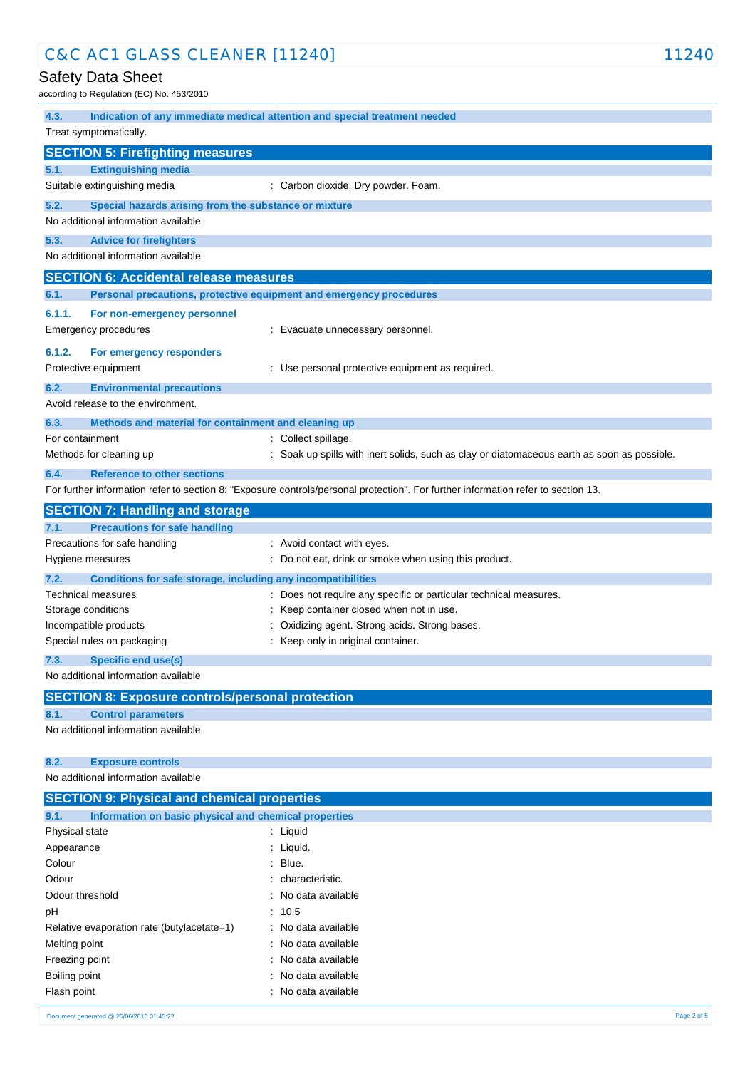### 4.3. Indication of any immediate medical attention and special treatment needed

Treat symptomatically.

## SECTION 5: Firefighting measures

### 5.1. Extinguishing media

| | |
|---|---|
| Suitable extinguishing media | : Carbon dioxide. Dry powder. Foam. |

### 5.2. Special hazards arising from the substance or mixture

No additional information available

### 5.3. Advice for firefighters

No additional information available

## SECTION 6: Accidental release measures

### 6.1. Personal precautions, protective equipment and emergency procedures

#### 6.1.1. For non-emergency personnel

| | |
|---|---|
| Emergency procedures | : Evacuate unnecessary personnel. |

#### 6.1.2. For emergency responders

| | |
|---|---|
| Protective equipment | : Use personal protective equipment as required. |

### 6.2. Environmental precautions

Avoid release to the environment.

### 6.3. Methods and material for containment and cleaning up

| | |
|---|---|
| For containment | : Collect spillage. |
| Methods for cleaning up | : Soak up spills with inert solids, such as clay or diatomaceous earth as soon as possible. |

### 6.4. Reference to other sections

For further information refer to section 8: "Exposure controls/personal protection". For further information refer to section 13.

## SECTION 7: Handling and storage

### 7.1. Precautions for safe handling

| | |
|---|---|
| Precautions for safe handling | : Avoid contact with eyes. |
| Hygiene measures | : Do not eat, drink or smoke when using this product. |

### 7.2. Conditions for safe storage, including any incompatibilities

| | |
|---|---|
| Technical measures | : Does not require any specific or particular technical measures. |
| Storage conditions | : Keep container closed when not in use. |
| Incompatible products | : Oxidizing agent. Strong acids. Strong bases. |
| Special rules on packaging | : Keep only in original container. |

### 7.3. Specific end use(s)

No additional information available

## SECTION 8: Exposure controls/personal protection

### 8.1. Control parameters

No additional information available

### 8.2. Exposure controls

No additional information available

## SECTION 9: Physical and chemical properties

### 9.1. Information on basic physical and chemical properties

| | |
|---|---|
| Physical state | : Liquid |
| Appearance | : Liquid. |
| Colour | : Blue. |
| Odour | : characteristic. |
| Odour threshold | : No data available |
| pH | : 10.5 |
| Relative evaporation rate (butylacetate=1) | : No data available |
| Melting point | : No data available |
| Freezing point | : No data available |
| Boiling point | : No data available |
| Flash point | : No data available |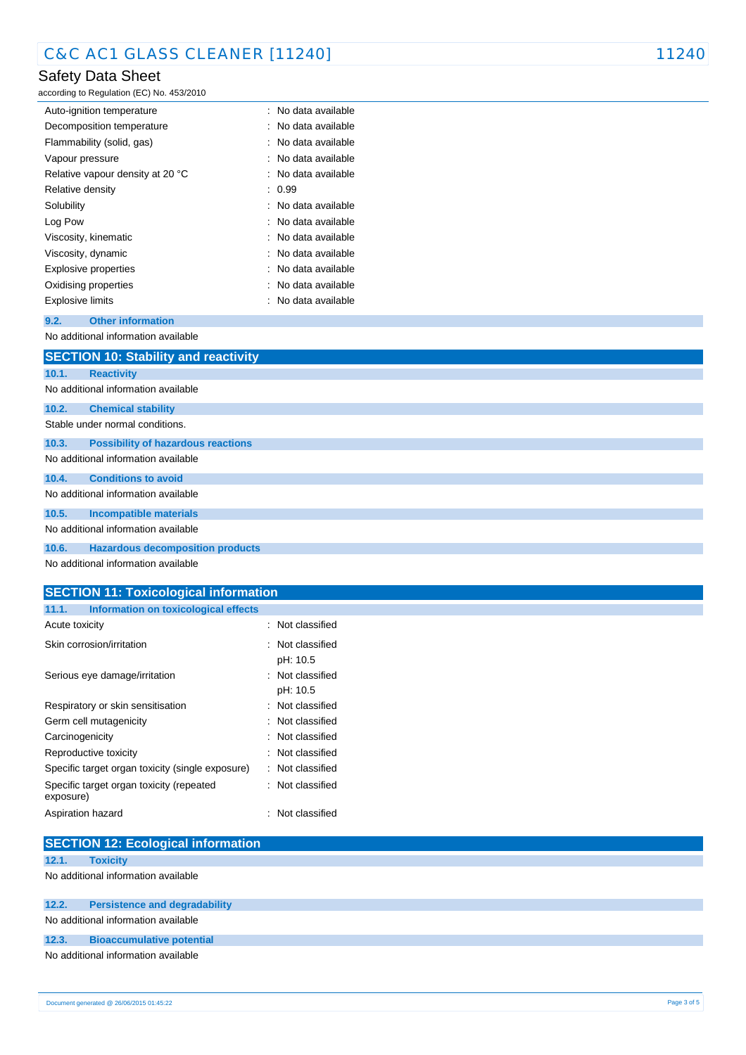| | |
|---|---|
| Auto-ignition temperature | : No data available |
| Decomposition temperature | : No data available |
| Flammability (solid, gas) | : No data available |
| Vapour pressure | : No data available |
| Relative vapour density at 20 °C | : No data available |
| Relative density | : 0.99 |
| Solubility | : No data available |
| Log Pow | : No data available |
| Viscosity, kinematic | : No data available |
| Viscosity, dynamic | : No data available |
| Explosive properties | : No data available |
| Oxidising properties | : No data available |
| Explosive limits | : No data available |

### 9.2. Other information

No additional information available

## SECTION 10: Stability and reactivity

### 10.1. Reactivity

No additional information available

### 10.2. Chemical stability

Stable under normal conditions.

### 10.3. Possibility of hazardous reactions

No additional information available

### 10.4. Conditions to avoid

No additional information available

### 10.5. Incompatible materials

No additional information available

### 10.6. Hazardous decomposition products

No additional information available

## SECTION 11: Toxicological information

### 11.1. Information on toxicological effects

| | |
|---|---|
| Acute toxicity | : Not classified |
| Skin corrosion/irritation | : Not classified<br>pH: 10.5 |
| Serious eye damage/irritation | : Not classified<br>pH: 10.5 |
| Respiratory or skin sensitisation | : Not classified |
| Germ cell mutagenicity | : Not classified |
| Carcinogenicity | : Not classified |
| Reproductive toxicity | : Not classified |
| Specific target organ toxicity (single exposure) | : Not classified |
| Specific target organ toxicity (repeated exposure) | : Not classified |
| Aspiration hazard | : Not classified |

## SECTION 12: Ecological information

### 12.1. Toxicity

No additional information available

### 12.2. Persistence and degradability

No additional information available

### 12.3. Bioaccumulative potential

No additional information available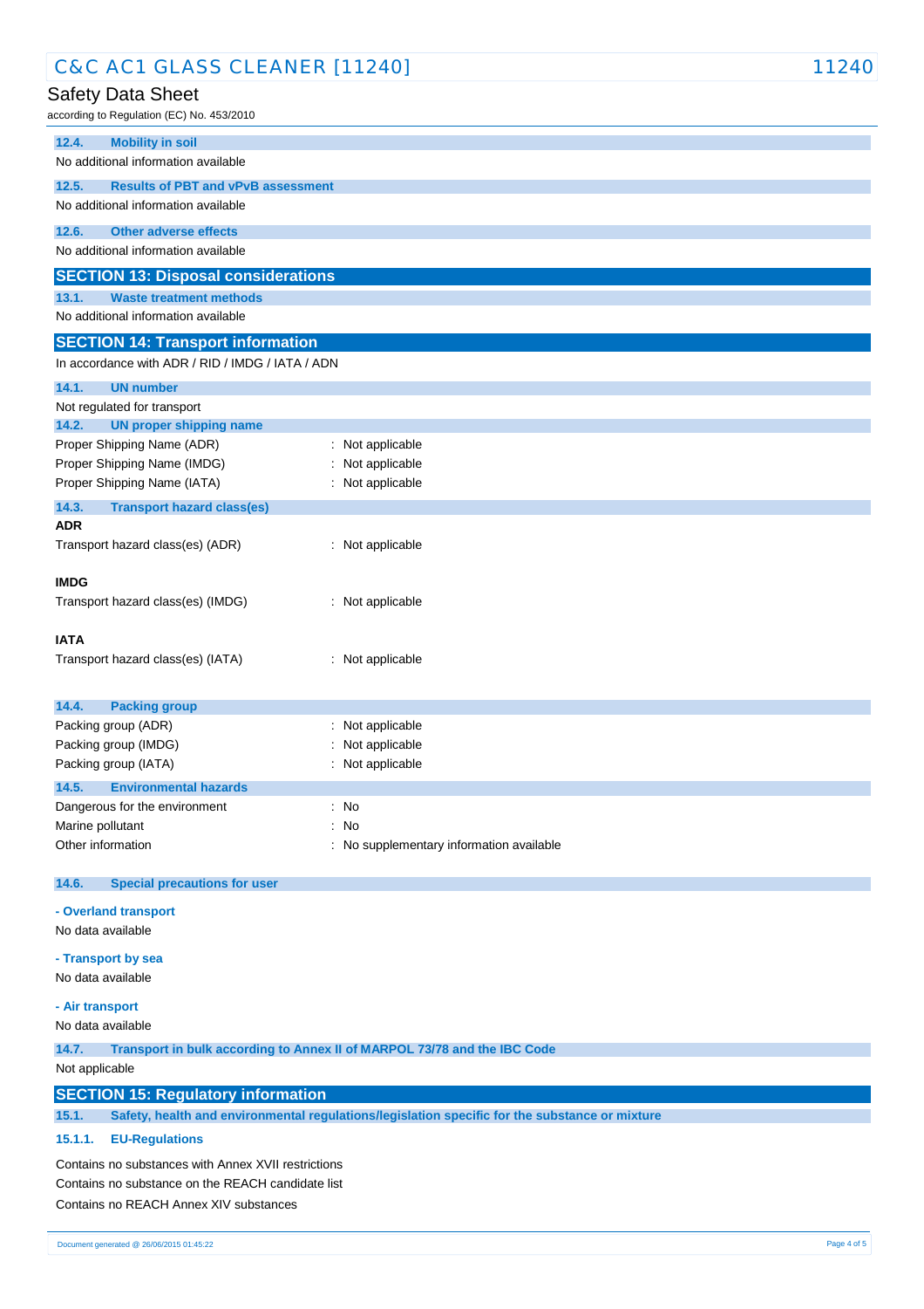### 12.4. Mobility in soil

No additional information available

### 12.5. Results of PBT and vPvB assessment

No additional information available

### 12.6. Other adverse effects

No additional information available

## SECTION 13: Disposal considerations

### 13.1. Waste treatment methods

No additional information available

## SECTION 14: Transport information

In accordance with ADR / RID / IMDG / IATA / ADN

### 14.1. UN number

Not regulated for transport

### 14.2. UN proper shipping name

Proper Shipping Name (ADR) : Not applicable
Proper Shipping Name (IMDG) : Not applicable
Proper Shipping Name (IATA) : Not applicable

### 14.3. Transport hazard class(es)

**ADR**

Transport hazard class(es) (ADR) : Not applicable

**IMDG**

Transport hazard class(es) (IMDG) : Not applicable

**IATA**

Transport hazard class(es) (IATA) : Not applicable

### 14.4. Packing group

Packing group (ADR) : Not applicable
Packing group (IMDG) : Not applicable
Packing group (IATA) : Not applicable

### 14.5. Environmental hazards

Dangerous for the environment : No
Marine pollutant : No
Other information : No supplementary information available

### 14.6. Special precautions for user

**- Overland transport**

No data available

**- Transport by sea**

No data available

**- Air transport**

No data available

### 14.7. Transport in bulk according to Annex II of MARPOL 73/78 and the IBC Code

Not applicable

## SECTION 15: Regulatory information

### 15.1. Safety, health and environmental regulations/legislation specific for the substance or mixture

#### 15.1.1. EU-Regulations

Contains no substances with Annex XVII restrictions
Contains no substance on the REACH candidate list
Contains no REACH Annex XIV substances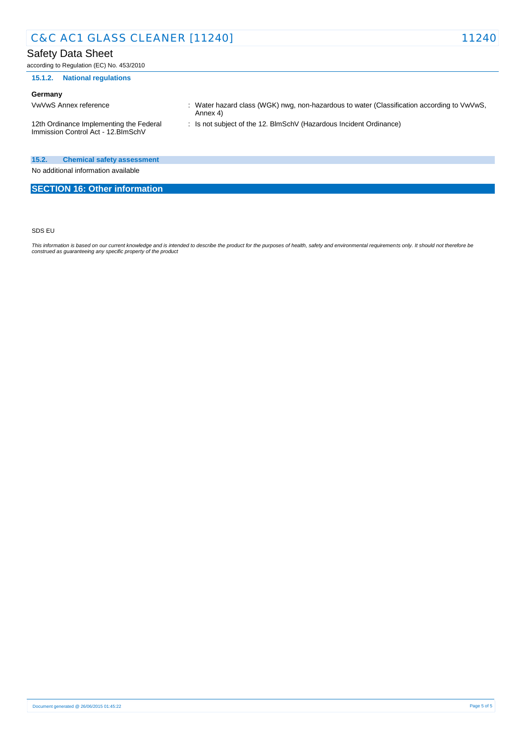#### 15.1.2. National regulations

**Germany**

| | |
|---|---|
| VwVwS Annex reference | : Water hazard class (WGK) nwg, non-hazardous to water (Classification according to VwVwS, Annex 4) |
| 12th Ordinance Implementing the Federal Immission Control Act - 12.BImSchV | : Is not subject of the 12. BlmSchV (Hazardous Incident Ordinance) |

### 15.2. Chemical safety assessment

No additional information available

## SECTION 16: Other information

SDS EU

*This information is based on our current knowledge and is intended to describe the product for the purposes of health, safety and environmental requirements only. It should not therefore be construed as guaranteeing any specific property of the product*